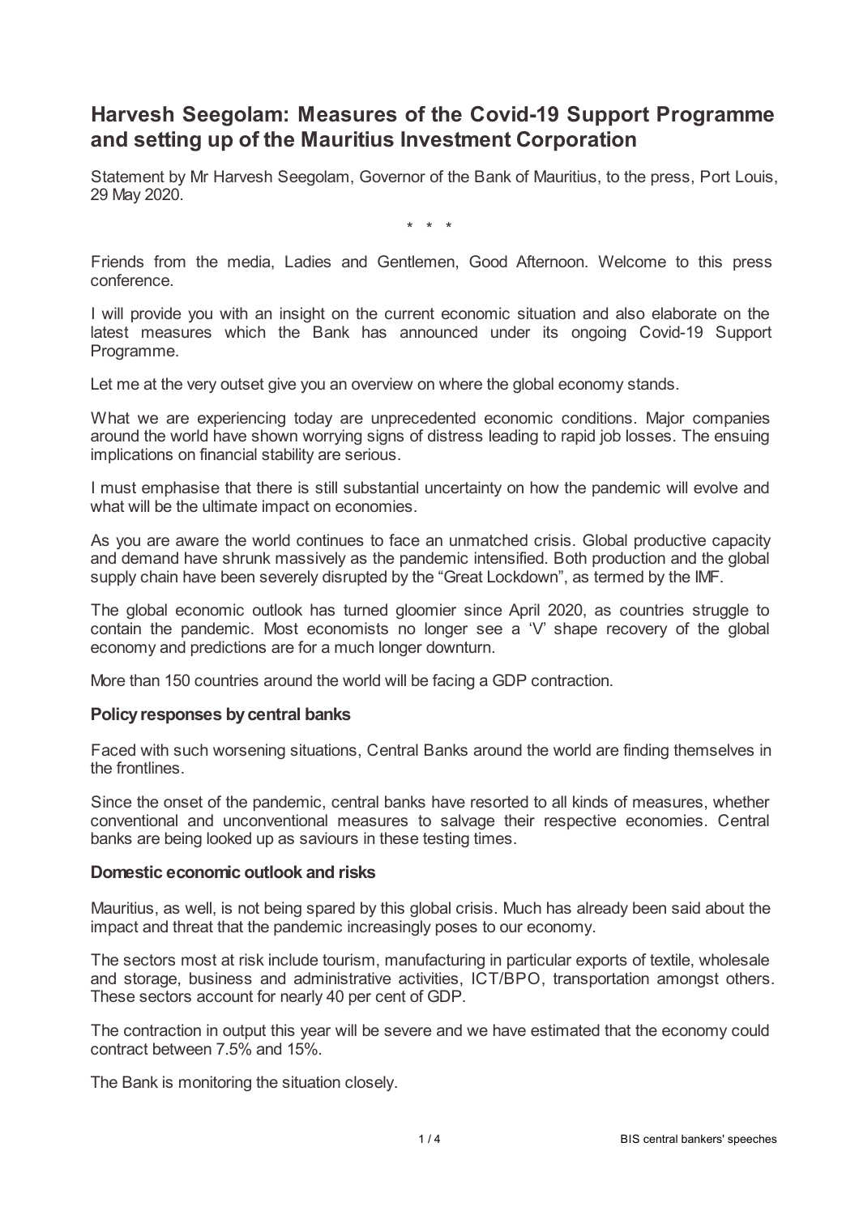# Harvesh Seegolam: Measures of the Covid-19 Support Programme and setting up of the Mauritius Investment Corporation

Statement by Mr Harvesh Seegolam, Governor of the Bank of Mauritius, to the press, Port Louis, 29 May 2020.

\* \* \*

Friends from the media, Ladies and Gentlemen, Good Afternoon. Welcome to this press conference.

I will provide you with an insight on the current economic situation and also elaborate on the latest measures which the Bank has announced under its ongoing Covid-19 Support Programme.

Let me at the very outset give you an overview on where the global economy stands.

What we are experiencing today are unprecedented economic conditions. Major companies around the world have shown worrying signs of distress leading to rapid job losses. The ensuing implications on financial stability are serious.

I must emphasise that there is still substantial uncertainty on how the pandemic will evolve and what will be the ultimate impact on economies.

As you are aware the world continues to face an unmatched crisis. Global productive capacity and demand have shrunk massively as the pandemic intensified. Both production and the global supply chain have been severely disrupted by the "Great Lockdown", as termed by the IMF.

The global economic outlook has turned gloomier since April 2020, as countries struggle to contain the pandemic. Most economists no longer see a 'V' shape recovery of the global economy and predictions are for a much longer downturn.

More than 150 countries around the world will be facing a GDP contraction.

### Policy responses by central banks

Faced with such worsening situations, Central Banks around the world are finding themselves in the frontlines.

Since the onset of the pandemic, central banks have resorted to all kinds of measures, whether conventional and unconventional measures to salvage their respective economies. Central banks are being looked up as saviours in these testing times.

### Domestic economic outlook and risks

Mauritius, as well, is not being spared by this global crisis. Much has already been said about the impact and threat that the pandemic increasingly poses to our economy.

The sectors most at risk include tourism, manufacturing in particular exports of textile, wholesale and storage, business and administrative activities, ICT/BPO, transportation amongst others. These sectors account for nearly 40 per cent of GDP.

The contraction in output this year will be severe and we have estimated that the economy could contract between 7.5% and 15%.

The Bank is monitoring the situation closely.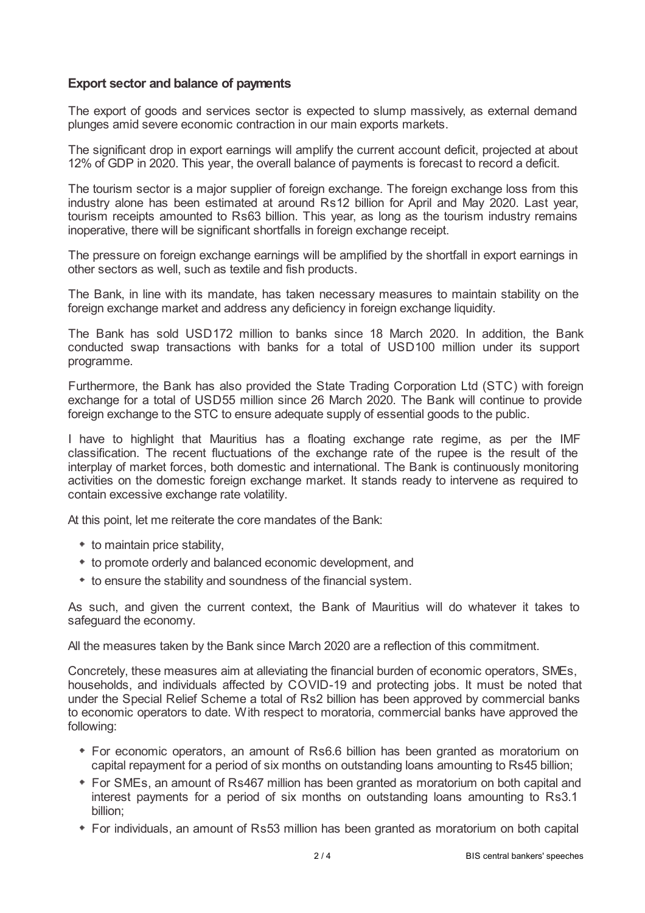**Export sector and balance of payments**

The export of goods and services sector is expected to slump massively, as external demand plunges amid severe economic contraction in our main exports markets.

The significant drop in export earnings will amplify the current account deficit, projected at about 12% of GDP in 2020. This year, the overall balance of payments is forecast to record a deficit.

The tourism sector is a major supplier of foreign exchange. The foreign exchange loss from this industry alone has been estimated at around Rs12 billion for April and May 2020. Last year, tourism receipts amounted to Rs63 billion. This year, as long as the tourism industry remains inoperative, there will be significant shortfalls in foreign exchange receipt.

The pressure on foreign exchange earnings will be amplified by the shortfall in export earnings in other sectors as well, such as textile and fish products.

The Bank, in line with its mandate, has taken necessary measures to maintain stability on the foreign exchange market and address any deficiency in foreign exchange liquidity.

The Bank has sold USD172 million to banks since 18 March 2020. In addition, the Bank conducted swap transactions with banks for a total of USD100 million under its support programme.

Furthermore, the Bank has also provided the State Trading Corporation Ltd (STC) with foreign exchange for a total of USD55 million since 26 March 2020. The Bank will continue to provide foreign exchange to the STC to ensure adequate supply of essential goods to the public.

I have to highlight that Mauritius has a floating exchange rate regime, as per the IMF classification. The recent fluctuations of the exchange rate of the rupee is the result of the interplay of market forces, both domestic and international. The Bank is continuously monitoring activities on the domestic foreign exchange market. It stands ready to intervene as required to contain excessive exchange rate volatility.

At this point, let me reiterate the core mandates of the Bank:

- to maintain price stability,
- to promote orderly and balanced economic development, and
- to ensure the stability and soundness of the financial system.

As such, and given the current context, the Bank of Mauritius will do whatever it takes to safeguard the economy.

All the measures taken by the Bank since March 2020 are a reflection of this commitment.

Concretely, these measures aim at alleviating the financial burden of economic operators, SMEs, households, and individuals affected by COVID-19 and protecting jobs. It must be noted that under the Special Relief Scheme a total of Rs2 billion has been approved by commercial banks to economic operators to date. With respect to moratoria, commercial banks have approved the following:

- For economic operators, an amount of Rs6.6 billion has been granted as moratorium on capital repayment for a period of six months on outstanding loans amounting to Rs45 billion;
- For SMEs, an amount of Rs467 million has been granted as moratorium on both capital and interest payments for a period of six months on outstanding loans amounting to Rs3.1 billion;
- For individuals, an amount of Rs53 million has been granted as moratorium on both capital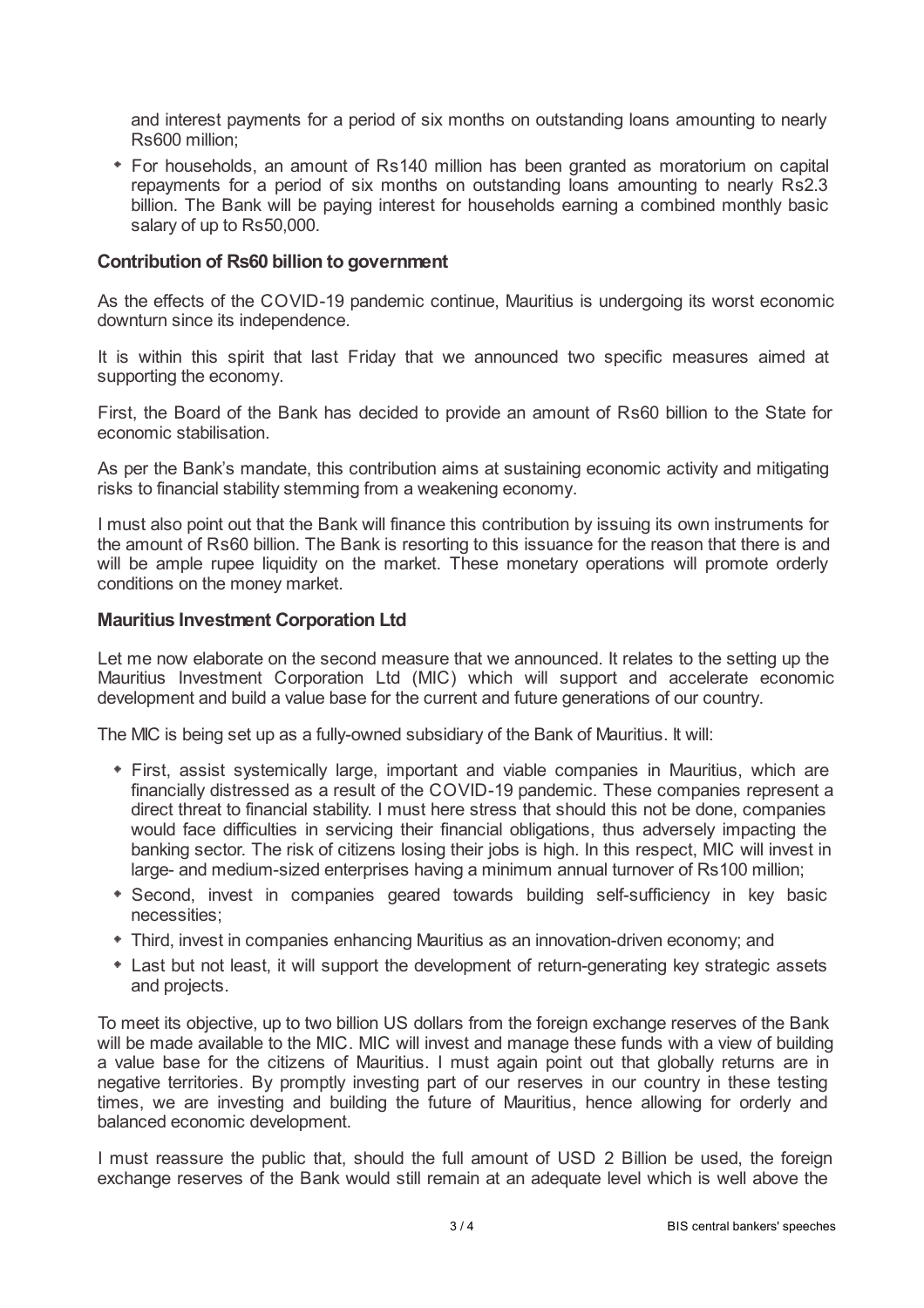and interest payments for a period of six months on outstanding loans amounting to nearly Rs600 million;

- For households, an amount of Rs140 million has been granted as moratorium on capital repayments for a period of six months on outstanding loans amounting to nearly Rs2.3 billion. The Bank will be paying interest for households earning a combined monthly basic salary of up to Rs50,000.

### Contribution of Rs60 billion to government

As the effects of the COVID-19 pandemic continue, Mauritius is undergoing its worst economic downturn since its independence.

It is within this spirit that last Friday that we announced two specific measures aimed at supporting the economy.

First, the Board of the Bank has decided to provide an amount of Rs60 billion to the State for economic stabilisation.

As per the Bank's mandate, this contribution aims at sustaining economic activity and mitigating risks to financial stability stemming from a weakening economy.

I must also point out that the Bank will finance this contribution by issuing its own instruments for the amount of Rs60 billion. The Bank is resorting to this issuance for the reason that there is and will be ample rupee liquidity on the market. These monetary operations will promote orderly conditions on the money market.

### Mauritius Investment Corporation Ltd

Let me now elaborate on the second measure that we announced. It relates to the setting up the Mauritius Investment Corporation Ltd (MIC) which will support and accelerate economic development and build a value base for the current and future generations of our country.

The MIC is being set up as a fully-owned subsidiary of the Bank of Mauritius. It will:

- First, assist systemically large, important and viable companies in Mauritius, which are financially distressed as a result of the COVID-19 pandemic. These companies represent a direct threat to financial stability. I must here stress that should this not be done, companies would face difficulties in servicing their financial obligations, thus adversely impacting the banking sector. The risk of citizens losing their jobs is high. In this respect, MIC will invest in large- and medium-sized enterprises having a minimum annual turnover of Rs100 million;
- Second, invest in companies geared towards building self-sufficiency in key basic necessities;
- Third, invest in companies enhancing Mauritius as an innovation-driven economy; and
- Last but not least, it will support the development of return-generating key strategic assets and projects.

To meet its objective, up to two billion US dollars from the foreign exchange reserves of the Bank will be made available to the MIC. MIC will invest and manage these funds with a view of building a value base for the citizens of Mauritius. I must again point out that globally returns are in negative territories. By promptly investing part of our reserves in our country in these testing times, we are investing and building the future of Mauritius, hence allowing for orderly and balanced economic development.

I must reassure the public that, should the full amount of USD 2 Billion be used, the foreign exchange reserves of the Bank would still remain at an adequate level which is well above the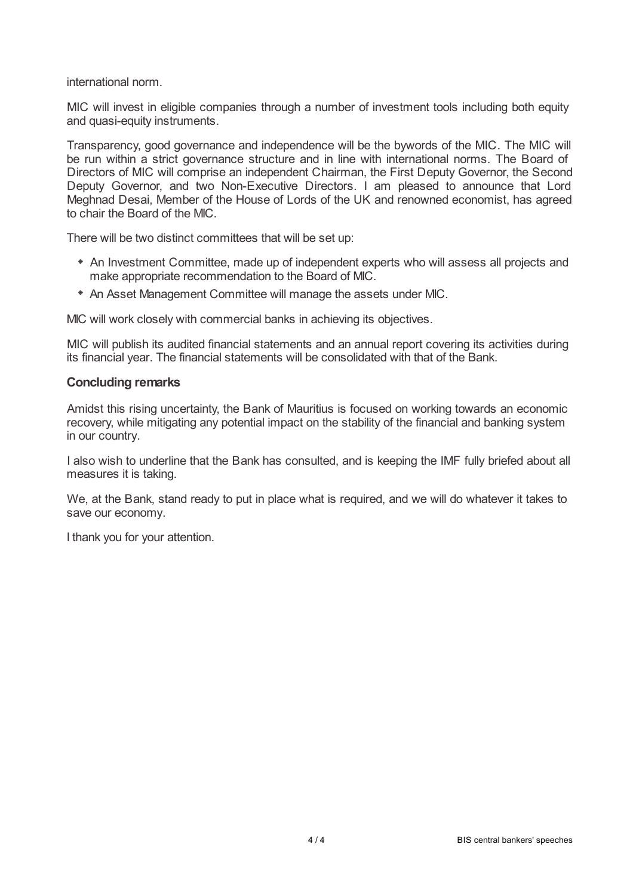international norm.

MIC will invest in eligible companies through a number of investment tools including both equity and quasi-equity instruments.

Transparency, good governance and independence will be the bywords of the MIC. The MIC will be run within a strict governance structure and in line with international norms. The Board of Directors of MIC will comprise an independent Chairman, the First Deputy Governor, the Second Deputy Governor, and two Non-Executive Directors. I am pleased to announce that Lord Meghnad Desai, Member of the House of Lords of the UK and renowned economist, has agreed to chair the Board of the MIC.

There will be two distinct committees that will be set up:

- An Investment Committee, made up of independent experts who will assess all projects and make appropriate recommendation to the Board of MIC.
- An Asset Management Committee will manage the assets under MIC.

MIC will work closely with commercial banks in achieving its objectives.

MIC will publish its audited financial statements and an annual report covering its activities during its financial year. The financial statements will be consolidated with that of the Bank.

### Concluding remarks

Amidst this rising uncertainty, the Bank of Mauritius is focused on working towards an economic recovery, while mitigating any potential impact on the stability of the financial and banking system in our country.

I also wish to underline that the Bank has consulted, and is keeping the IMF fully briefed about all measures it is taking.

We, at the Bank, stand ready to put in place what is required, and we will do whatever it takes to save our economy.

I thank you for your attention.